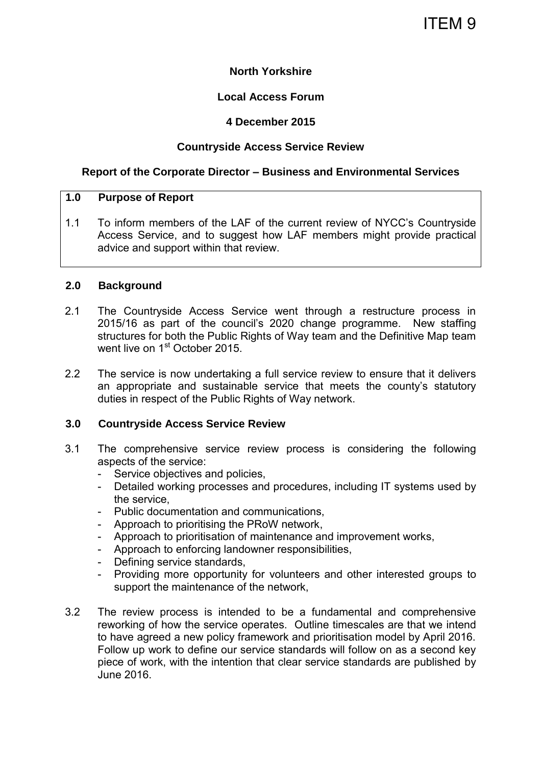ITEM 9

**North Yorkshire**

**Local Access Forum**

**4 December 2015**

**Countryside Access Service Review**

**Report of the Corporate Director – Business and Environmental Services**

## 1.0 Purpose of Report

1.1 To inform members of the LAF of the current review of NYCC's Countryside Access Service, and to suggest how LAF members might provide practical advice and support within that review.

## 2.0 Background

2.1 The Countryside Access Service went through a restructure process in 2015/16 as part of the council's 2020 change programme. New staffing structures for both the Public Rights of Way team and the Definitive Map team went live on 1st October 2015.

2.2 The service is now undertaking a full service review to ensure that it delivers an appropriate and sustainable service that meets the county's statutory duties in respect of the Public Rights of Way network.

## 3.0 Countryside Access Service Review

3.1 The comprehensive service review process is considering the following aspects of the service:
- Service objectives and policies,
- Detailed working processes and procedures, including IT systems used by the service,
- Public documentation and communications,
- Approach to prioritising the PRoW network,
- Approach to prioritisation of maintenance and improvement works,
- Approach to enforcing landowner responsibilities,
- Defining service standards,
- Providing more opportunity for volunteers and other interested groups to support the maintenance of the network,

3.2 The review process is intended to be a fundamental and comprehensive reworking of how the service operates. Outline timescales are that we intend to have agreed a new policy framework and prioritisation model by April 2016. Follow up work to define our service standards will follow on as a second key piece of work, with the intention that clear service standards are published by June 2016.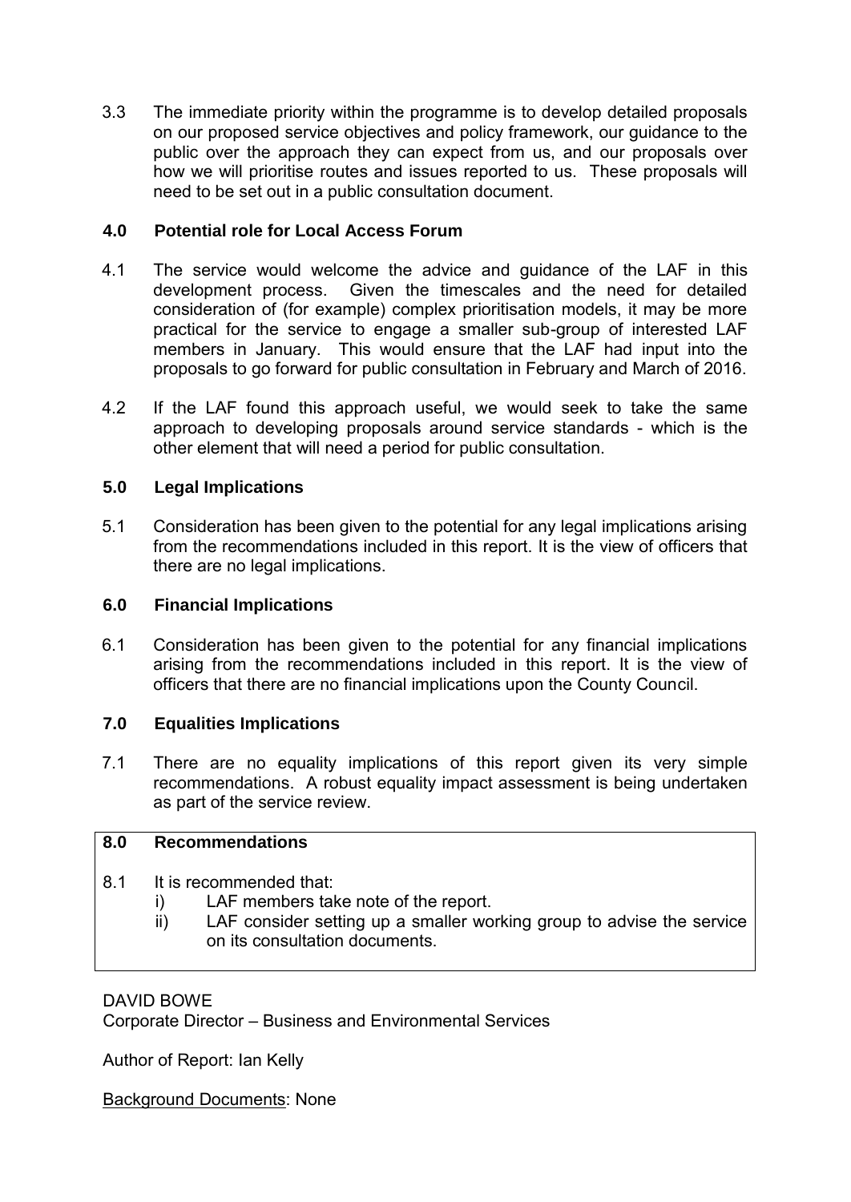3.3 The immediate priority within the programme is to develop detailed proposals on our proposed service objectives and policy framework, our guidance to the public over the approach they can expect from us, and our proposals over how we will prioritise routes and issues reported to us. These proposals will need to be set out in a public consultation document.

## 4.0 Potential role for Local Access Forum

4.1 The service would welcome the advice and guidance of the LAF in this development process. Given the timescales and the need for detailed consideration of (for example) complex prioritisation models, it may be more practical for the service to engage a smaller sub-group of interested LAF members in January. This would ensure that the LAF had input into the proposals to go forward for public consultation in February and March of 2016.

4.2 If the LAF found this approach useful, we would seek to take the same approach to developing proposals around service standards - which is the other element that will need a period for public consultation.

## 5.0 Legal Implications

5.1 Consideration has been given to the potential for any legal implications arising from the recommendations included in this report. It is the view of officers that there are no legal implications.

## 6.0 Financial Implications

6.1 Consideration has been given to the potential for any financial implications arising from the recommendations included in this report. It is the view of officers that there are no financial implications upon the County Council.

## 7.0 Equalities Implications

7.1 There are no equality implications of this report given its very simple recommendations. A robust equality impact assessment is being undertaken as part of the service review.

## 8.0 Recommendations

8.1 It is recommended that:

i) LAF members take note of the report.

ii) LAF consider setting up a smaller working group to advise the service on its consultation documents.

DAVID BOWE
Corporate Director – Business and Environmental Services

Author of Report: Ian Kelly

Background Documents: None